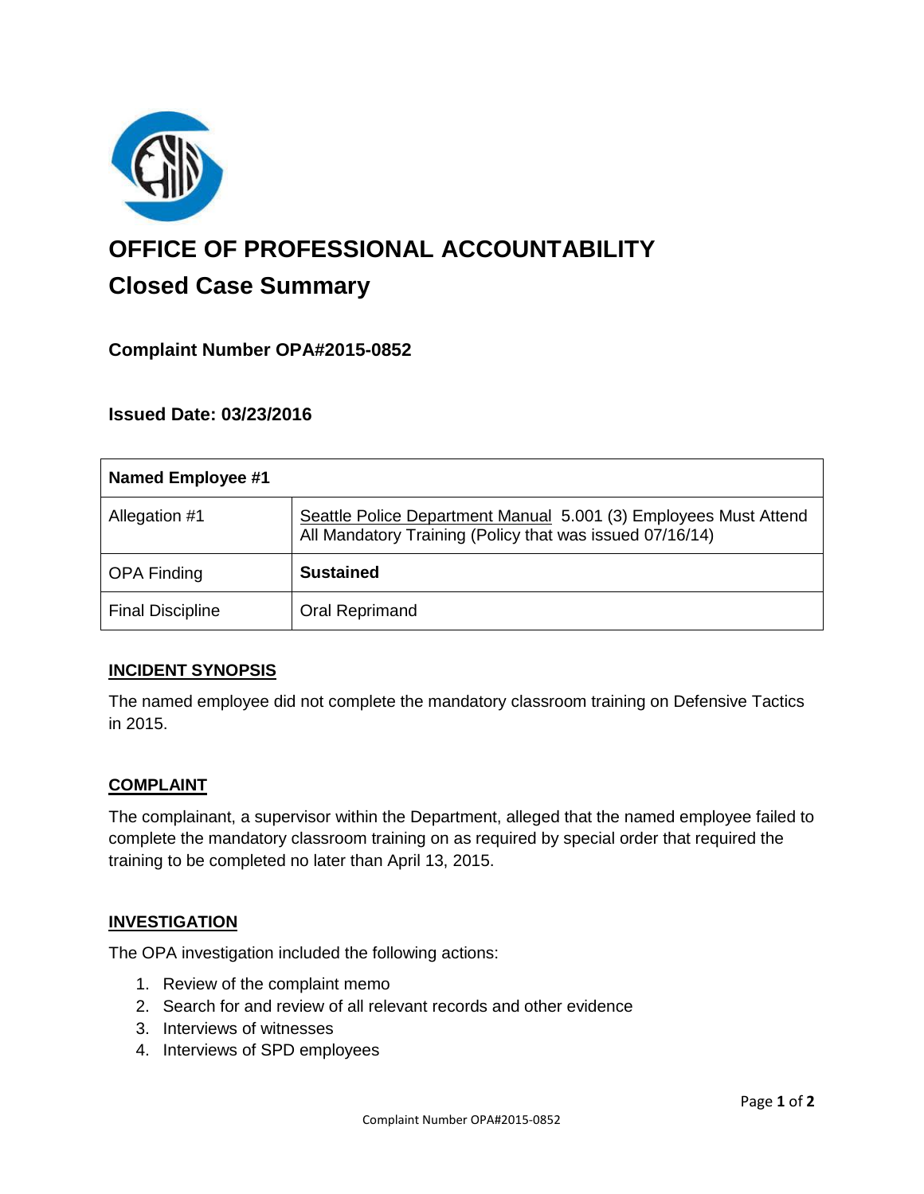# OFFICE OF PROFESSIONAL ACCOUNTABILITY

## Closed Case Summary

### Complaint Number OPA#2015-0852

### Issued Date: 03/23/2016

| Named Employee #1 | |
|---|---|
| Allegation #1 | Seattle Police Department Manual 5.001 (3) Employees Must Attend All Mandatory Training (Policy that was issued 07/16/14) |
| OPA Finding | **Sustained** |
| Final Discipline | Oral Reprimand |

**INCIDENT SYNOPSIS**

The named employee did not complete the mandatory classroom training on Defensive Tactics in 2015.

**COMPLAINT**

The complainant, a supervisor within the Department, alleged that the named employee failed to complete the mandatory classroom training on as required by special order that required the training to be completed no later than April 13, 2015.

**INVESTIGATION**

The OPA investigation included the following actions:

1. Review of the complaint memo
2. Search for and review of all relevant records and other evidence
3. Interviews of witnesses
4. Interviews of SPD employees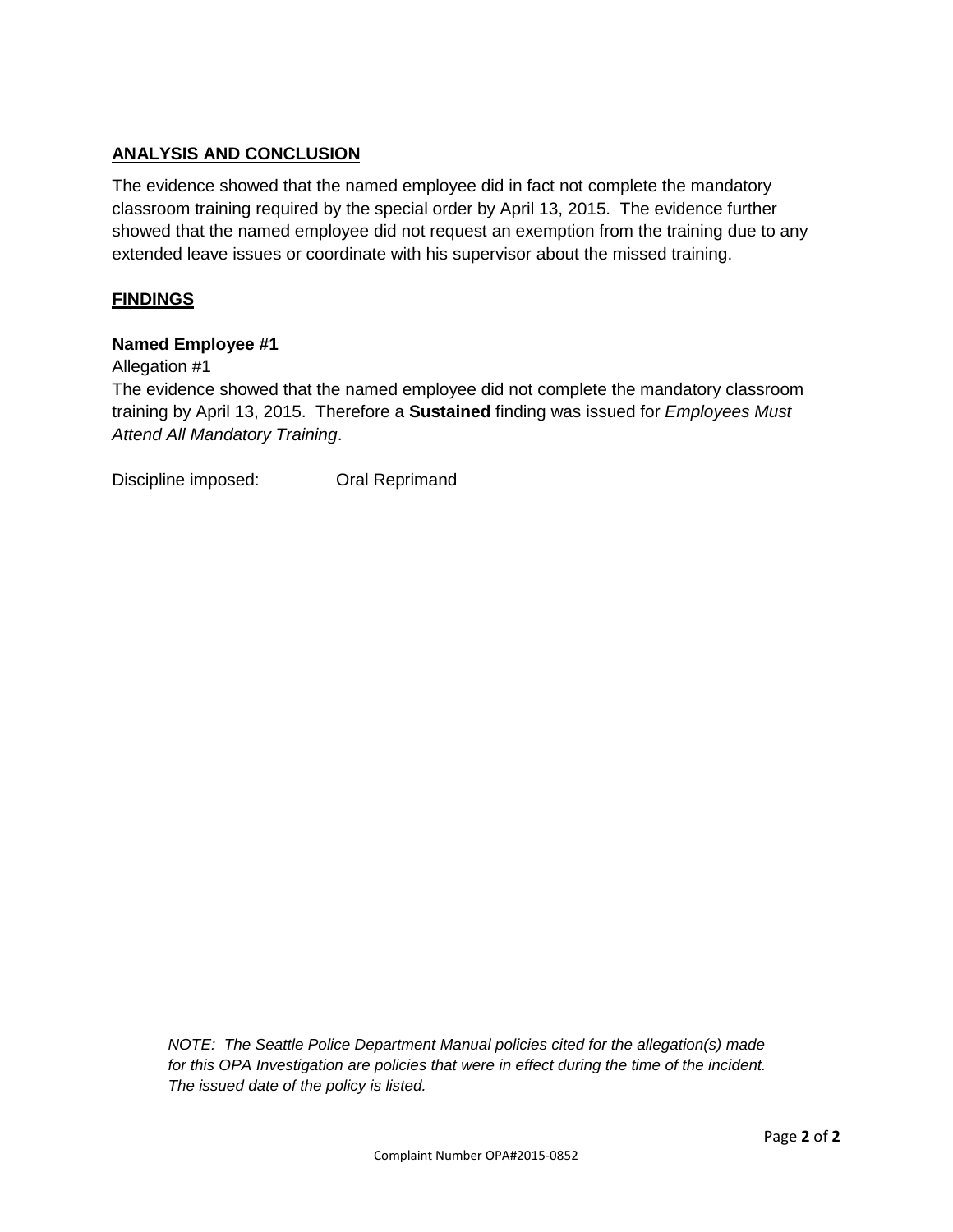## ANALYSIS AND CONCLUSION

The evidence showed that the named employee did in fact not complete the mandatory classroom training required by the special order by April 13, 2015. The evidence further showed that the named employee did not request an exemption from the training due to any extended leave issues or coordinate with his supervisor about the missed training.

## FINDINGS

**Named Employee #1**

Allegation #1

The evidence showed that the named employee did not complete the mandatory classroom training by April 13, 2015. Therefore a **Sustained** finding was issued for *Employees Must Attend All Mandatory Training*.

Discipline imposed: Oral Reprimand

*NOTE: The Seattle Police Department Manual policies cited for the allegation(s) made for this OPA Investigation are policies that were in effect during the time of the incident. The issued date of the policy is listed.*

Complaint Number OPA#2015-0852